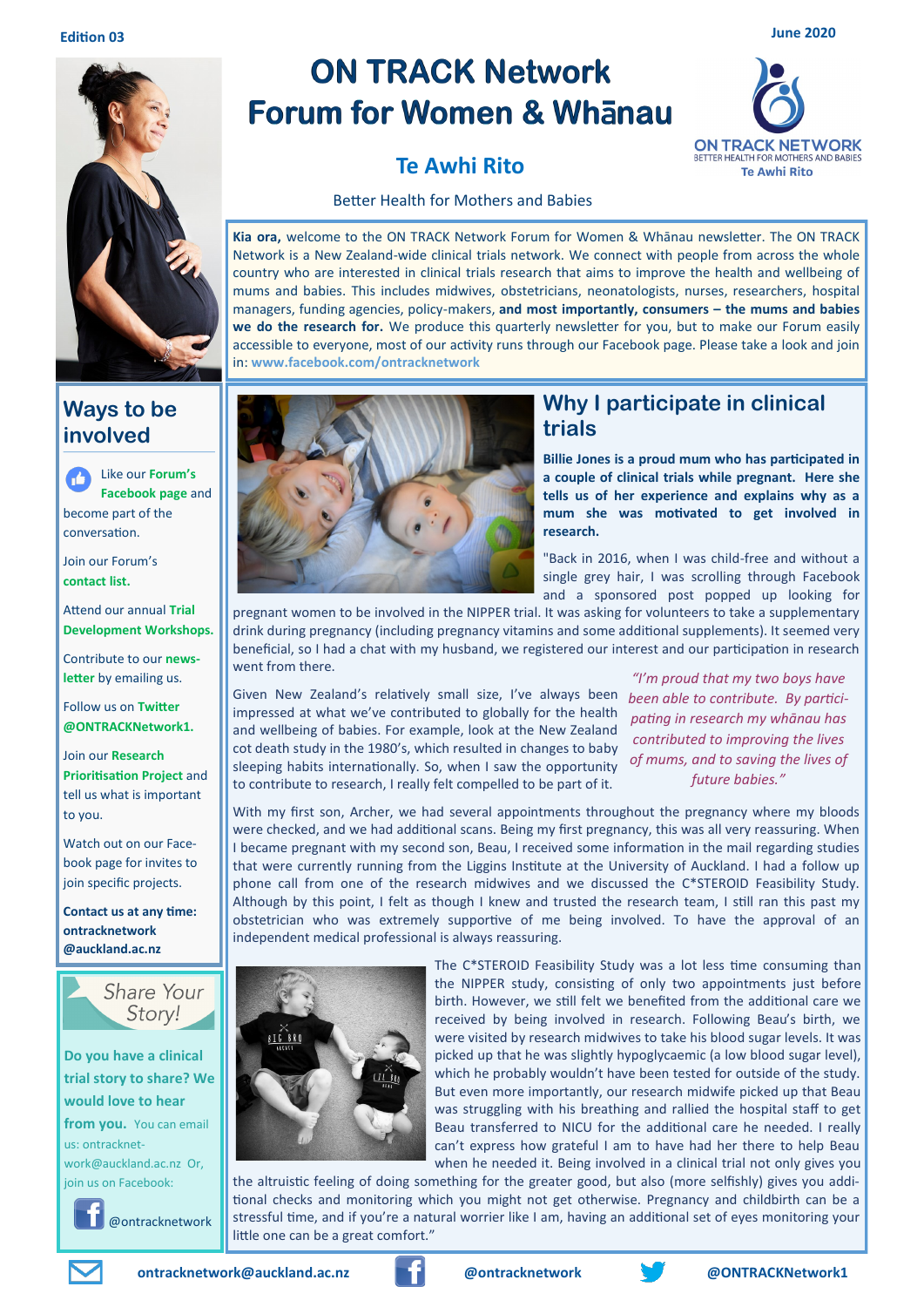Edition 03

June 2020

# ON TRACK Network Forum for Women & Whānau

## Te Awhi Rito

Better Health for Mothers and Babies

ON TRACK NETWORK
BETTER HEALTH FOR MOTHERS AND BABIES
Te Awhi Rito

**Kia ora,** welcome to the ON TRACK Network Forum for Women & Whānau newsletter. The ON TRACK Network is a New Zealand-wide clinical trials network. We connect with people from across the whole country who are interested in clinical trials research that aims to improve the health and wellbeing of mums and babies. This includes midwives, obstetricians, neonatologists, nurses, researchers, hospital managers, funding agencies, policy-makers, **and most importantly, consumers – the mums and babies we do the research for.** We produce this quarterly newsletter for you, but to make our Forum easily accessible to everyone, most of our activity runs through our Facebook page. Please take a look and join in: **www.facebook.com/ontracknetwork**

## Ways to be involved

Like our **Forum's Facebook page** and become part of the conversation.

Join our Forum's **contact list.**

Attend our annual **Trial Development Workshops.**

Contribute to our **newsletter** by emailing us.

Follow us on **Twitter @ONTRACKNetwork1.**

Join our **Research Prioritisation Project** and tell us what is important to you.

Watch out on our Facebook page for invites to join specific projects.

**Contact us at any time: ontracknetwork @auckland.ac.nz**

## Share Your Story!

**Do you have a clinical trial story to share? We would love to hear from you.** You can email us: ontracknetwork@auckland.ac.nz Or, join us on Facebook:

@ontracknetwork

## Why I participate in clinical trials

**Billie Jones is a proud mum who has participated in a couple of clinical trials while pregnant. Here she tells us of her experience and explains why as a mum she was motivated to get involved in research.**

"Back in 2016, when I was child-free and without a single grey hair, I was scrolling through Facebook and a sponsored post popped up looking for pregnant women to be involved in the NIPPER trial. It was asking for volunteers to take a supplementary drink during pregnancy (including pregnancy vitamins and some additional supplements). It seemed very beneficial, so I had a chat with my husband, we registered our interest and our participation in research went from there.

Given New Zealand's relatively small size, I've always been impressed at what we've contributed to globally for the health and wellbeing of babies. For example, look at the New Zealand cot death study in the 1980's, which resulted in changes to baby sleeping habits internationally. So, when I saw the opportunity to contribute to research, I really felt compelled to be part of it.

*"I'm proud that my two boys have been able to contribute. By participating in research my whānau has contributed to improving the lives of mums, and to saving the lives of future babies."*

With my first son, Archer, we had several appointments throughout the pregnancy where my bloods were checked, and we had additional scans. Being my first pregnancy, this was all very reassuring. When I became pregnant with my second son, Beau, I received some information in the mail regarding studies that were currently running from the Liggins Institute at the University of Auckland. I had a follow up phone call from one of the research midwives and we discussed the C*STEROID Feasibility Study. Although by this point, I felt as though I knew and trusted the research team, I still ran this past my obstetrician who was extremely supportive of me being involved. To have the approval of an independent medical professional is always reassuring.

The C*STEROID Feasibility Study was a lot less time consuming than the NIPPER study, consisting of only two appointments just before birth. However, we still felt we benefited from the additional care we received by being involved in research. Following Beau's birth, we were visited by research midwives to take his blood sugar levels. It was picked up that he was slightly hypoglycaemic (a low blood sugar level), which he probably wouldn't have been tested for outside of the study. But even more importantly, our research midwife picked up that Beau was struggling with his breathing and rallied the hospital staff to get Beau transferred to NICU for the additional care he needed. I really can't express how grateful I am to have had her there to help Beau when he needed it. Being involved in a clinical trial not only gives you the altruistic feeling of doing something for the greater good, but also (more selfishly) gives you additional checks and monitoring which you might not get otherwise. Pregnancy and childbirth can be a stressful time, and if you're a natural worrier like I am, having an additional set of eyes monitoring your little one can be a great comfort."

ontracknetwork@auckland.ac.nz @ontracknetwork @ONTRACKNetwork1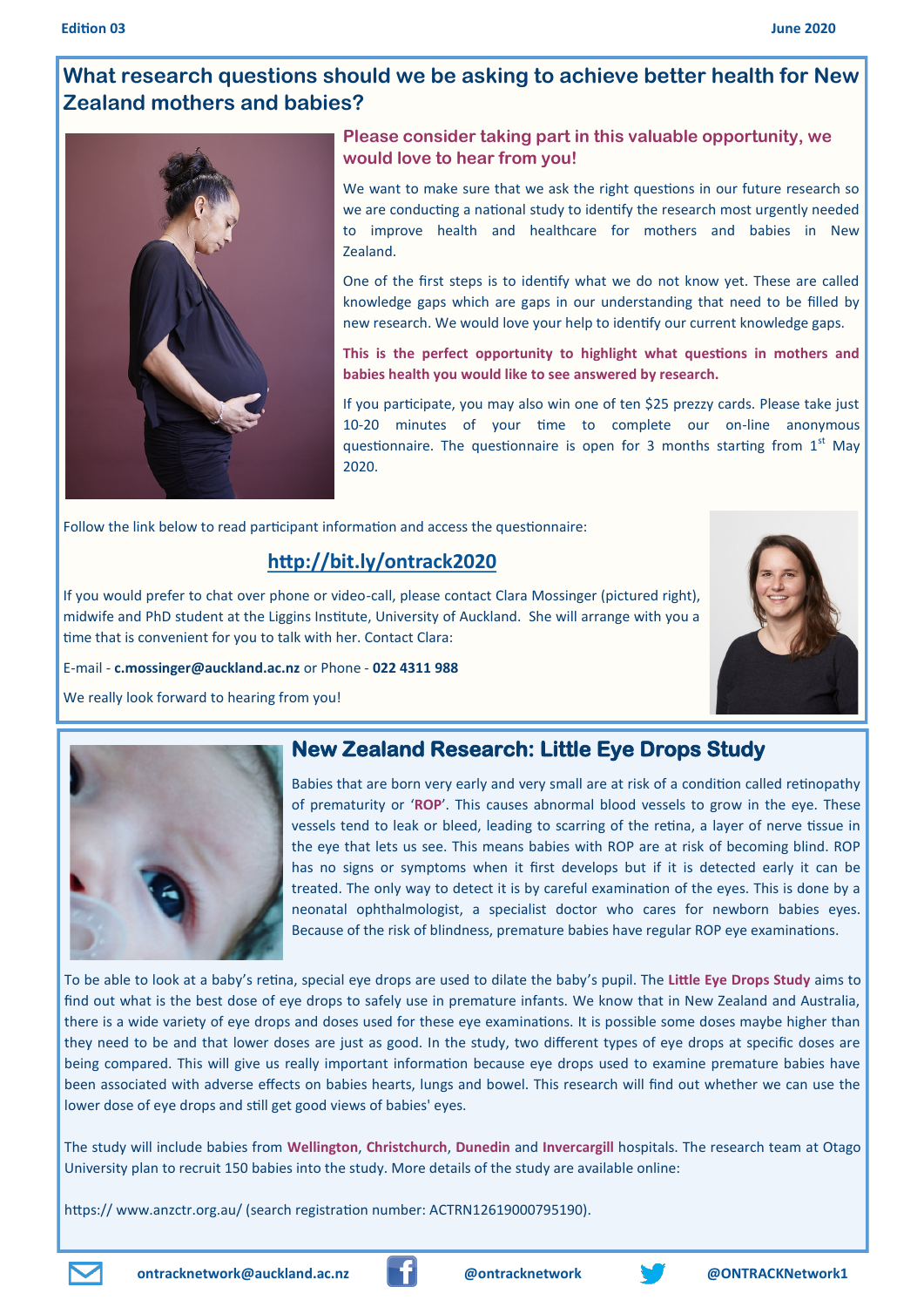# What research questions should we be asking to achieve better health for New Zealand mothers and babies?

## Please consider taking part in this valuable opportunity, we would love to hear from you!

We want to make sure that we ask the right questions in our future research so we are conducting a national study to identify the research most urgently needed to improve health and healthcare for mothers and babies in New Zealand.

One of the first steps is to identify what we do not know yet. These are called knowledge gaps which are gaps in our understanding that need to be filled by new research. We would love your help to identify our current knowledge gaps.

**This is the perfect opportunity to highlight what questions in mothers and babies health you would like to see answered by research.**

If you participate, you may also win one of ten $25 prezzy cards. Please take just 10-20 minutes of your time to complete our on-line anonymous questionnaire. The questionnaire is open for 3 months starting from 1st May 2020.

Follow the link below to read participant information and access the questionnaire:

**http://bit.ly/ontrack2020**

If you would prefer to chat over phone or video-call, please contact Clara Mossinger (pictured right), midwife and PhD student at the Liggins Institute, University of Auckland. She will arrange with you a time that is convenient for you to talk with her. Contact Clara:

E-mail - **c.mossinger@auckland.ac.nz** or Phone - **022 4311 988**

We really look forward to hearing from you!

# New Zealand Research: Little Eye Drops Study

Babies that are born very early and very small are at risk of a condition called retinopathy of prematurity or '**ROP**'. This causes abnormal blood vessels to grow in the eye. These vessels tend to leak or bleed, leading to scarring of the retina, a layer of nerve tissue in the eye that lets us see. This means babies with ROP are at risk of becoming blind. ROP has no signs or symptoms when it first develops but if it is detected early it can be treated. The only way to detect it is by careful examination of the eyes. This is done by a neonatal ophthalmologist, a specialist doctor who cares for newborn babies eyes. Because of the risk of blindness, premature babies have regular ROP eye examinations.

To be able to look at a baby's retina, special eye drops are used to dilate the baby's pupil. The **Little Eye Drops Study** aims to find out what is the best dose of eye drops to safely use in premature infants. We know that in New Zealand and Australia, there is a wide variety of eye drops and doses used for these eye examinations. It is possible some doses maybe higher than they need to be and that lower doses are just as good. In the study, two different types of eye drops at specific doses are being compared. This will give us really important information because eye drops used to examine premature babies have been associated with adverse effects on babies hearts, lungs and bowel. This research will find out whether we can use the lower dose of eye drops and still get good views of babies' eyes.

The study will include babies from **Wellington**, **Christchurch**, **Dunedin** and **Invercargill** hospitals. The research team at Otago University plan to recruit 150 babies into the study. More details of the study are available online:

https:// www.anzctr.org.au/ (search registration number: ACTRN12619000795190).

**ontracknetwork@auckland.ac.nz** **@ontracknetwork** **@ONTRACKNetwork1**